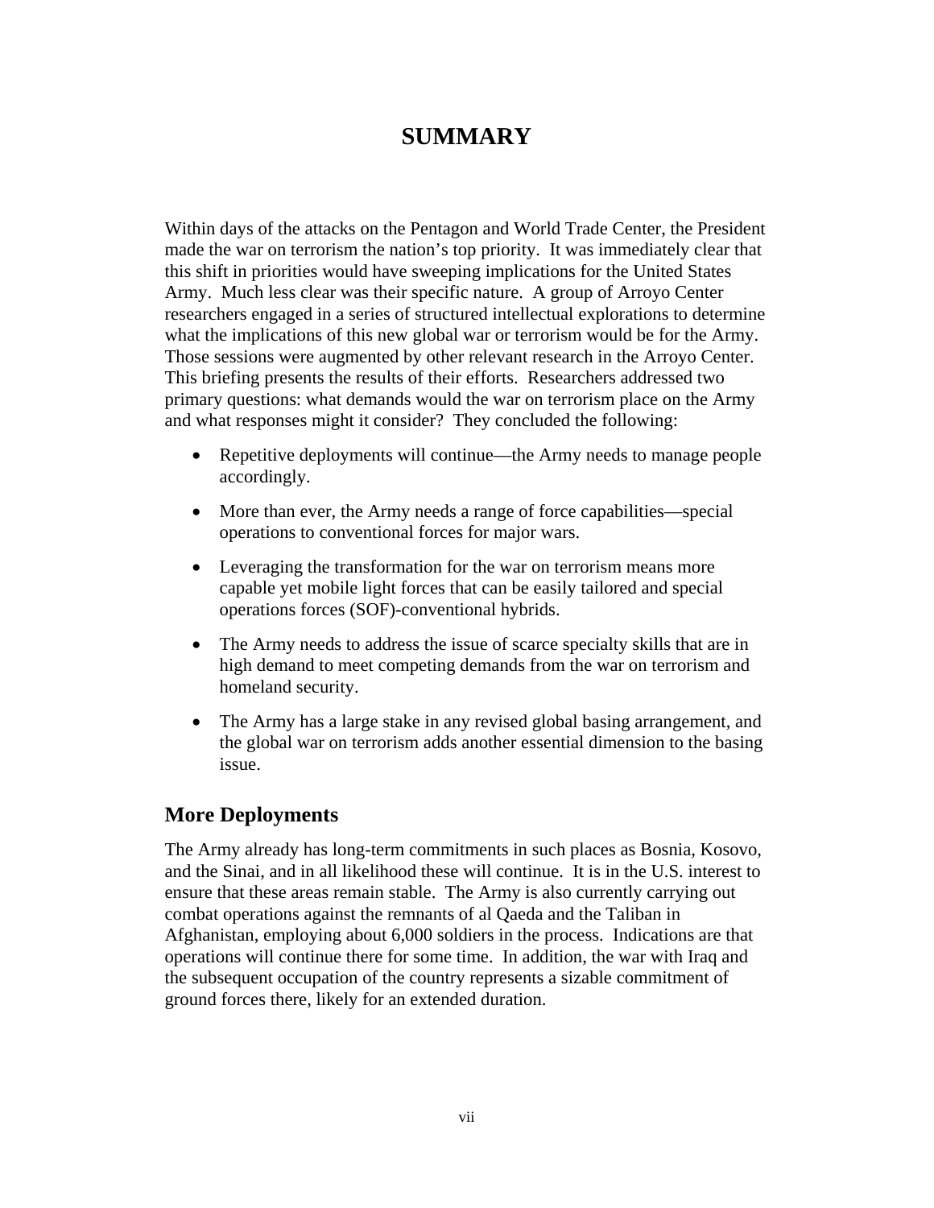# SUMMARY

Within days of the attacks on the Pentagon and World Trade Center, the President made the war on terrorism the nation's top priority. It was immediately clear that this shift in priorities would have sweeping implications for the United States Army. Much less clear was their specific nature. A group of Arroyo Center researchers engaged in a series of structured intellectual explorations to determine what the implications of this new global war or terrorism would be for the Army. Those sessions were augmented by other relevant research in the Arroyo Center. This briefing presents the results of their efforts. Researchers addressed two primary questions: what demands would the war on terrorism place on the Army and what responses might it consider? They concluded the following:

- Repetitive deployments will continue—the Army needs to manage people accordingly.
- More than ever, the Army needs a range of force capabilities—special operations to conventional forces for major wars.
- Leveraging the transformation for the war on terrorism means more capable yet mobile light forces that can be easily tailored and special operations forces (SOF)-conventional hybrids.
- The Army needs to address the issue of scarce specialty skills that are in high demand to meet competing demands from the war on terrorism and homeland security.
- The Army has a large stake in any revised global basing arrangement, and the global war on terrorism adds another essential dimension to the basing issue.

## More Deployments

The Army already has long-term commitments in such places as Bosnia, Kosovo, and the Sinai, and in all likelihood these will continue. It is in the U.S. interest to ensure that these areas remain stable. The Army is also currently carrying out combat operations against the remnants of al Qaeda and the Taliban in Afghanistan, employing about 6,000 soldiers in the process. Indications are that operations will continue there for some time. In addition, the war with Iraq and the subsequent occupation of the country represents a sizable commitment of ground forces there, likely for an extended duration.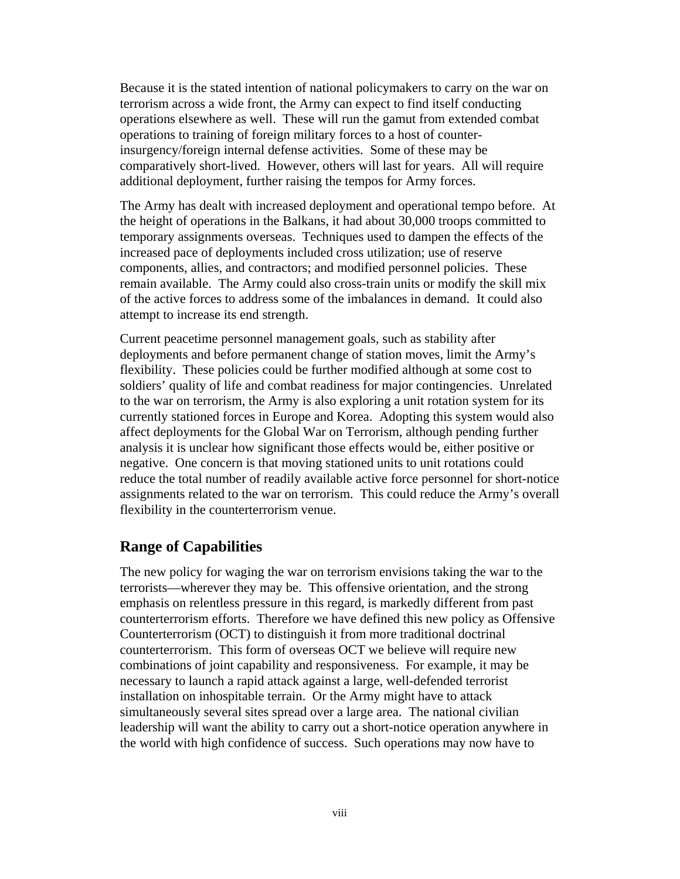Because it is the stated intention of national policymakers to carry on the war on terrorism across a wide front, the Army can expect to find itself conducting operations elsewhere as well. These will run the gamut from extended combat operations to training of foreign military forces to a host of counter-insurgency/foreign internal defense activities. Some of these may be comparatively short-lived. However, others will last for years. All will require additional deployment, further raising the tempos for Army forces.

The Army has dealt with increased deployment and operational tempo before. At the height of operations in the Balkans, it had about 30,000 troops committed to temporary assignments overseas. Techniques used to dampen the effects of the increased pace of deployments included cross utilization; use of reserve components, allies, and contractors; and modified personnel policies. These remain available. The Army could also cross-train units or modify the skill mix of the active forces to address some of the imbalances in demand. It could also attempt to increase its end strength.

Current peacetime personnel management goals, such as stability after deployments and before permanent change of station moves, limit the Army's flexibility. These policies could be further modified although at some cost to soldiers' quality of life and combat readiness for major contingencies. Unrelated to the war on terrorism, the Army is also exploring a unit rotation system for its currently stationed forces in Europe and Korea. Adopting this system would also affect deployments for the Global War on Terrorism, although pending further analysis it is unclear how significant those effects would be, either positive or negative. One concern is that moving stationed units to unit rotations could reduce the total number of readily available active force personnel for short-notice assignments related to the war on terrorism. This could reduce the Army's overall flexibility in the counterterrorism venue.

## Range of Capabilities

The new policy for waging the war on terrorism envisions taking the war to the terrorists—wherever they may be. This offensive orientation, and the strong emphasis on relentless pressure in this regard, is markedly different from past counterterrorism efforts. Therefore we have defined this new policy as Offensive Counterterrorism (OCT) to distinguish it from more traditional doctrinal counterterrorism. This form of overseas OCT we believe will require new combinations of joint capability and responsiveness. For example, it may be necessary to launch a rapid attack against a large, well-defended terrorist installation on inhospitable terrain. Or the Army might have to attack simultaneously several sites spread over a large area. The national civilian leadership will want the ability to carry out a short-notice operation anywhere in the world with high confidence of success. Such operations may now have to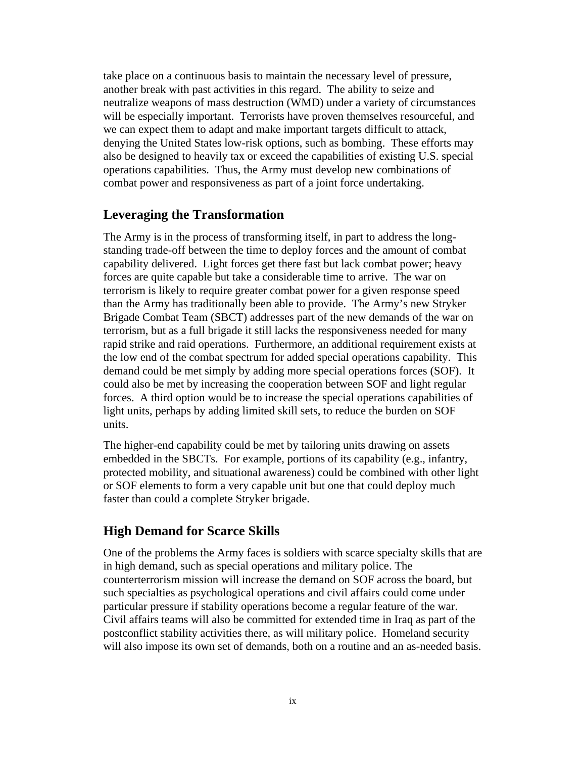take place on a continuous basis to maintain the necessary level of pressure, another break with past activities in this regard. The ability to seize and neutralize weapons of mass destruction (WMD) under a variety of circumstances will be especially important. Terrorists have proven themselves resourceful, and we can expect them to adapt and make important targets difficult to attack, denying the United States low-risk options, such as bombing. These efforts may also be designed to heavily tax or exceed the capabilities of existing U.S. special operations capabilities. Thus, the Army must develop new combinations of combat power and responsiveness as part of a joint force undertaking.

## Leveraging the Transformation

The Army is in the process of transforming itself, in part to address the long-standing trade-off between the time to deploy forces and the amount of combat capability delivered. Light forces get there fast but lack combat power; heavy forces are quite capable but take a considerable time to arrive. The war on terrorism is likely to require greater combat power for a given response speed than the Army has traditionally been able to provide. The Army's new Stryker Brigade Combat Team (SBCT) addresses part of the new demands of the war on terrorism, but as a full brigade it still lacks the responsiveness needed for many rapid strike and raid operations. Furthermore, an additional requirement exists at the low end of the combat spectrum for added special operations capability. This demand could be met simply by adding more special operations forces (SOF). It could also be met by increasing the cooperation between SOF and light regular forces. A third option would be to increase the special operations capabilities of light units, perhaps by adding limited skill sets, to reduce the burden on SOF units.

The higher-end capability could be met by tailoring units drawing on assets embedded in the SBCTs. For example, portions of its capability (e.g., infantry, protected mobility, and situational awareness) could be combined with other light or SOF elements to form a very capable unit but one that could deploy much faster than could a complete Stryker brigade.

## High Demand for Scarce Skills

One of the problems the Army faces is soldiers with scarce specialty skills that are in high demand, such as special operations and military police. The counterterrorism mission will increase the demand on SOF across the board, but such specialties as psychological operations and civil affairs could come under particular pressure if stability operations become a regular feature of the war. Civil affairs teams will also be committed for extended time in Iraq as part of the postconflict stability activities there, as will military police. Homeland security will also impose its own set of demands, both on a routine and an as-needed basis.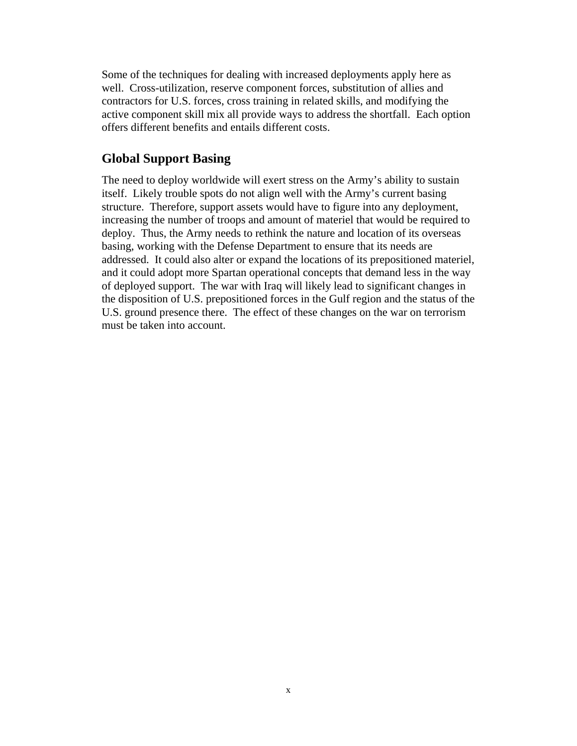Some of the techniques for dealing with increased deployments apply here as well. Cross-utilization, reserve component forces, substitution of allies and contractors for U.S. forces, cross training in related skills, and modifying the active component skill mix all provide ways to address the shortfall. Each option offers different benefits and entails different costs.

## Global Support Basing

The need to deploy worldwide will exert stress on the Army's ability to sustain itself. Likely trouble spots do not align well with the Army's current basing structure. Therefore, support assets would have to figure into any deployment, increasing the number of troops and amount of materiel that would be required to deploy. Thus, the Army needs to rethink the nature and location of its overseas basing, working with the Defense Department to ensure that its needs are addressed. It could also alter or expand the locations of its prepositioned materiel, and it could adopt more Spartan operational concepts that demand less in the way of deployed support. The war with Iraq will likely lead to significant changes in the disposition of U.S. prepositioned forces in the Gulf region and the status of the U.S. ground presence there. The effect of these changes on the war on terrorism must be taken into account.